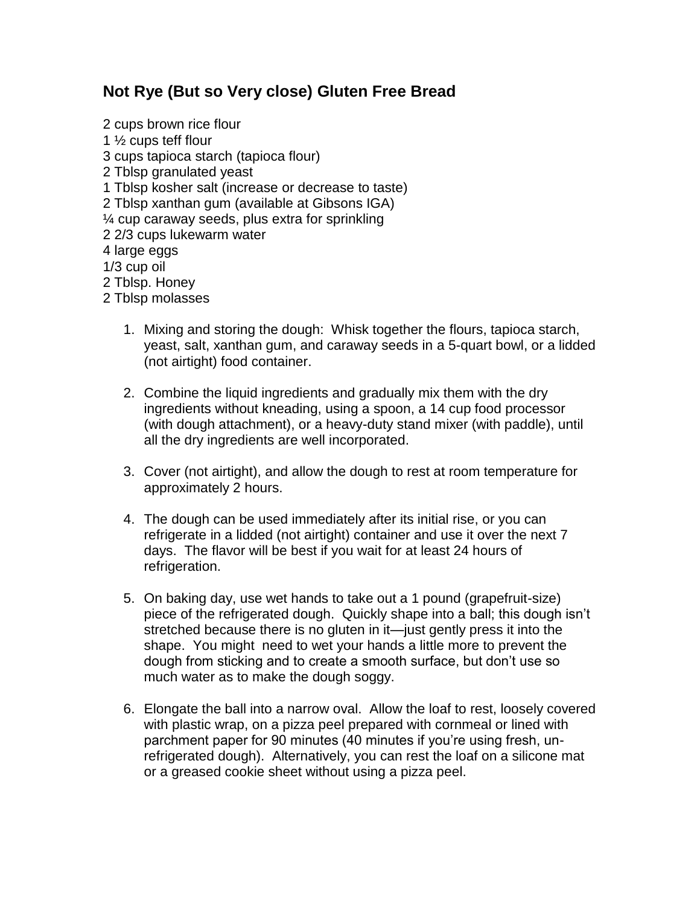## Not Rye (But so Very close) Gluten Free Bread

2 cups brown rice flour
1 ½ cups teff flour
3 cups tapioca starch (tapioca flour)
2 Tblsp granulated yeast
1 Tblsp kosher salt (increase or decrease to taste)
2 Tblsp xanthan gum (available at Gibsons IGA)
¼ cup caraway seeds, plus extra for sprinkling
2 2/3 cups lukewarm water
4 large eggs
1/3 cup oil
2 Tblsp. Honey
2 Tblsp molasses

1. Mixing and storing the dough: Whisk together the flours, tapioca starch, yeast, salt, xanthan gum, and caraway seeds in a 5-quart bowl, or a lidded (not airtight) food container.

2. Combine the liquid ingredients and gradually mix them with the dry ingredients without kneading, using a spoon, a 14 cup food processor (with dough attachment), or a heavy-duty stand mixer (with paddle), until all the dry ingredients are well incorporated.

3. Cover (not airtight), and allow the dough to rest at room temperature for approximately 2 hours.

4. The dough can be used immediately after its initial rise, or you can refrigerate in a lidded (not airtight) container and use it over the next 7 days. The flavor will be best if you wait for at least 24 hours of refrigeration.

5. On baking day, use wet hands to take out a 1 pound (grapefruit-size) piece of the refrigerated dough. Quickly shape into a ball; this dough isn't stretched because there is no gluten in it—just gently press it into the shape. You might need to wet your hands a little more to prevent the dough from sticking and to create a smooth surface, but don't use so much water as to make the dough soggy.

6. Elongate the ball into a narrow oval. Allow the loaf to rest, loosely covered with plastic wrap, on a pizza peel prepared with cornmeal or lined with parchment paper for 90 minutes (40 minutes if you're using fresh, un-refrigerated dough). Alternatively, you can rest the loaf on a silicone mat or a greased cookie sheet without using a pizza peel.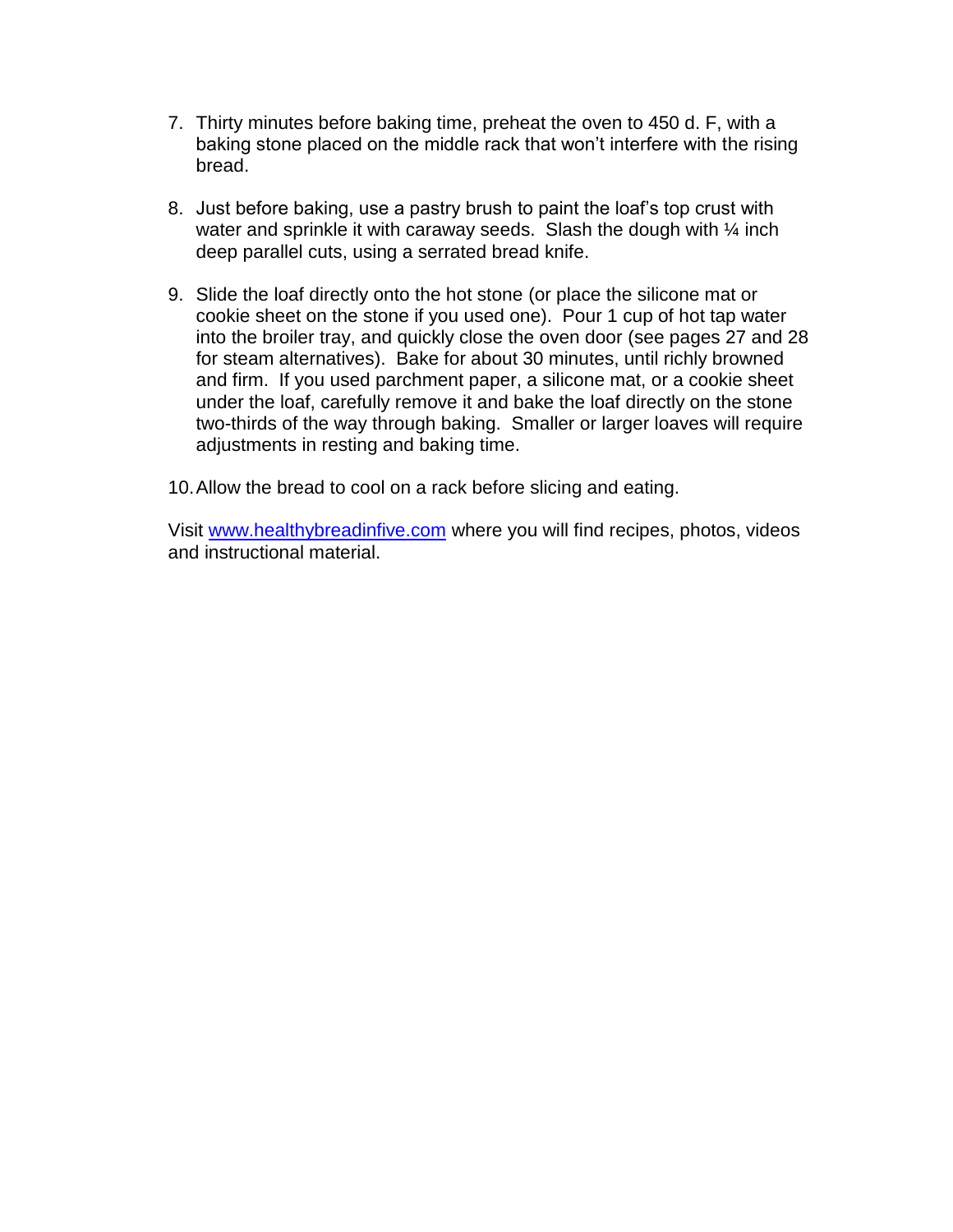7. Thirty minutes before baking time, preheat the oven to 450 d. F, with a baking stone placed on the middle rack that won't interfere with the rising bread.

8. Just before baking, use a pastry brush to paint the loaf's top crust with water and sprinkle it with caraway seeds. Slash the dough with ¼ inch deep parallel cuts, using a serrated bread knife.

9. Slide the loaf directly onto the hot stone (or place the silicone mat or cookie sheet on the stone if you used one). Pour 1 cup of hot tap water into the broiler tray, and quickly close the oven door (see pages 27 and 28 for steam alternatives). Bake for about 30 minutes, until richly browned and firm. If you used parchment paper, a silicone mat, or a cookie sheet under the loaf, carefully remove it and bake the loaf directly on the stone two-thirds of the way through baking. Smaller or larger loaves will require adjustments in resting and baking time.

10. Allow the bread to cool on a rack before slicing and eating.

Visit [www.healthybreadinfive.com](http://www.healthybreadinfive.com) where you will find recipes, photos, videos and instructional material.